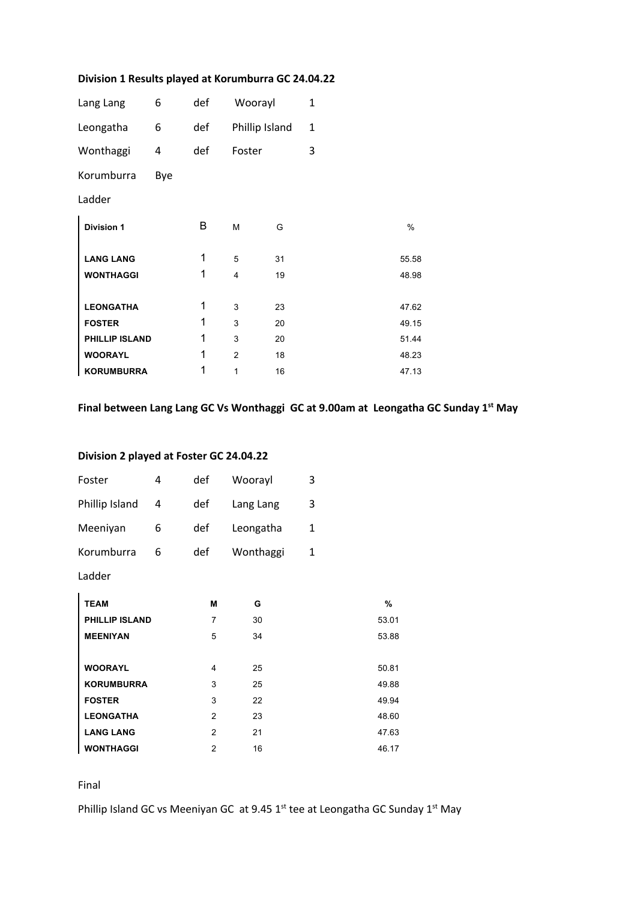**Division 1 Results played at Korumburra GC 24.04.22**

| | | | | |
|---|---|---|---|---|
| Lang Lang | 6 | def | Woorayl | 1 |
| Leongatha | 6 | def | Phillip Island | 1 |
| Wonthaggi | 4 | def | Foster | 3 |
| Korumburra | Bye | | | |

Ladder

| Division 1 | B | M | G | % |
|---|---|---|---|---|
| LANG LANG | 1 | 5 | 31 | 55.58 |
| WONTHAGGI | 1 | 4 | 19 | 48.98 |
| | | | | |
| LEONGATHA | 1 | 3 | 23 | 47.62 |
| FOSTER | 1 | 3 | 20 | 49.15 |
| PHILLIP ISLAND | 1 | 3 | 20 | 51.44 |
| WOORAYL | 1 | 2 | 18 | 48.23 |
| KORUMBURRA | 1 | 1 | 16 | 47.13 |

**Final between Lang Lang GC Vs Wonthaggi GC at 9.00am at Leongatha GC Sunday 1st May**

**Division 2 played at Foster GC 24.04.22**

| | | | | |
|---|---|---|---|---|
| Foster | 4 | def | Woorayl | 3 |
| Phillip Island | 4 | def | Lang Lang | 3 |
| Meeniyan | 6 | def | Leongatha | 1 |
| Korumburra | 6 | def | Wonthaggi | 1 |

Ladder

| TEAM | M | G | % |
|---|---|---|---|
| PHILLIP ISLAND | 7 | 30 | 53.01 |
| MEENIYAN | 5 | 34 | 53.88 |
| | | | |
| WOORAYL | 4 | 25 | 50.81 |
| KORUMBURRA | 3 | 25 | 49.88 |
| FOSTER | 3 | 22 | 49.94 |
| LEONGATHA | 2 | 23 | 48.60 |
| LANG LANG | 2 | 21 | 47.63 |
| WONTHAGGI | 2 | 16 | 46.17 |

Final

Phillip Island GC vs Meeniyan GC at 9.45 1st tee at Leongatha GC Sunday 1st May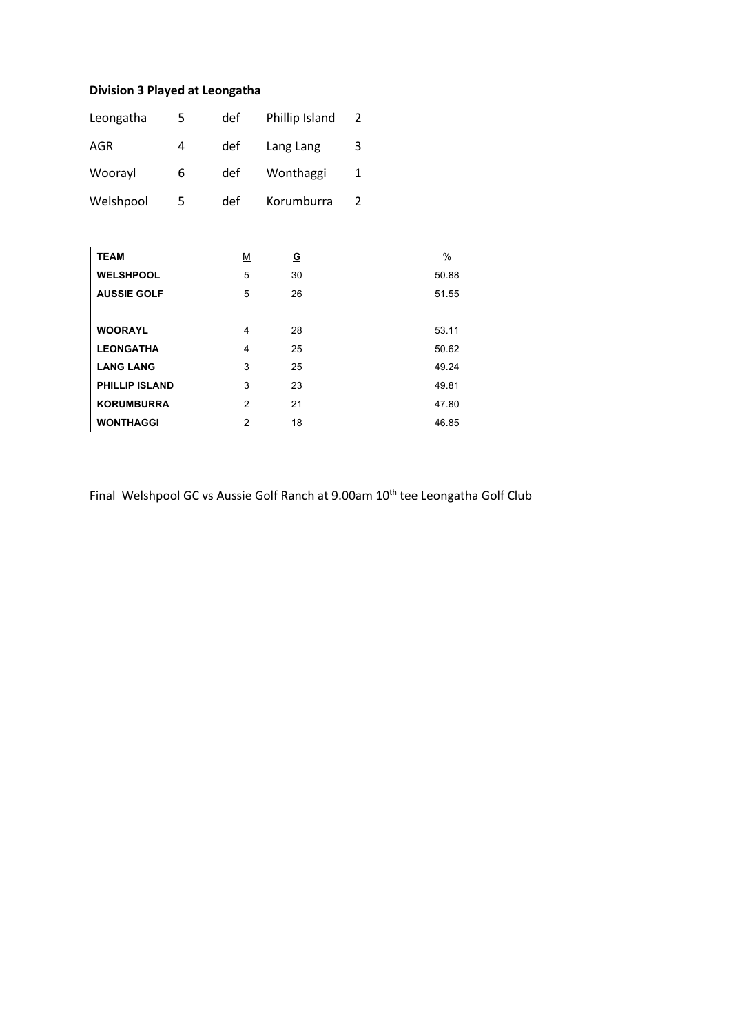**Division 3 Played at Leongatha**

| | | | | |
|---|---|---|---|---|
| Leongatha | 5 | def | Phillip Island | 2 |
| AGR | 4 | def | Lang Lang | 3 |
| Woorayl | 6 | def | Wonthaggi | 1 |
| Welshpool | 5 | def | Korumburra | 2 |

| TEAM | M | G | % |
|---|---|---|---|
| WELSHPOOL | 5 | 30 | 50.88 |
| AUSSIE GOLF | 5 | 26 | 51.55 |
| | | | |
| WOORAYL | 4 | 28 | 53.11 |
| LEONGATHA | 4 | 25 | 50.62 |
| LANG LANG | 3 | 25 | 49.24 |
| PHILLIP ISLAND | 3 | 23 | 49.81 |
| KORUMBURRA | 2 | 21 | 47.80 |
| WONTHAGGI | 2 | 18 | 46.85 |

Final Welshpool GC vs Aussie Golf Ranch at 9.00am 10th tee Leongatha Golf Club